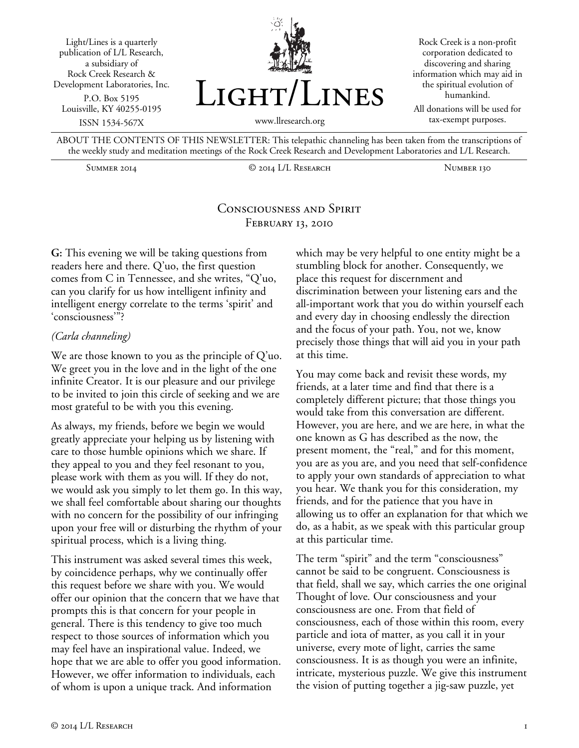Light/Lines is a quarterly publication of L/L Research, a subsidiary of Rock Creek Research & Development Laboratories, Inc.

P.O. Box 5195
Louisville, KY 40255-0195

ISSN 1534-567X

# Light/Lines

www.llresearch.org

Rock Creek is a non-profit corporation dedicated to discovering and sharing information which may aid in the spiritual evolution of humankind.

All donations will be used for tax-exempt purposes.

ABOUT THE CONTENTS OF THIS NEWSLETTER: This telepathic channeling has been taken from the transcriptions of the weekly study and meditation meetings of the Rock Creek Research and Development Laboratories and L/L Research.

Summer 2014 | © 2014 L/L Research | Number 130

## Consciousness and Spirit
### February 13, 2010

**G:** This evening we will be taking questions from readers here and there. Q'uo, the first question comes from C in Tennessee, and she writes, "Q'uo, can you clarify for us how intelligent infinity and intelligent energy correlate to the terms 'spirit' and 'consciousness'"?

*(Carla channeling)*

We are those known to you as the principle of Q'uo. We greet you in the love and in the light of the one infinite Creator. It is our pleasure and our privilege to be invited to join this circle of seeking and we are most grateful to be with you this evening.

As always, my friends, before we begin we would greatly appreciate your helping us by listening with care to those humble opinions which we share. If they appeal to you and they feel resonant to you, please work with them as you will. If they do not, we would ask you simply to let them go. In this way, we shall feel comfortable about sharing our thoughts with no concern for the possibility of our infringing upon your free will or disturbing the rhythm of your spiritual process, which is a living thing.

This instrument was asked several times this week, by coincidence perhaps, why we continually offer this request before we share with you. We would offer our opinion that the concern that we have that prompts this is that concern for your people in general. There is this tendency to give too much respect to those sources of information which you may feel have an inspirational value. Indeed, we hope that we are able to offer you good information. However, we offer information to individuals, each of whom is upon a unique track. And information which may be very helpful to one entity might be a stumbling block for another. Consequently, we place this request for discernment and discrimination between your listening ears and the all-important work that you do within yourself each and every day in choosing endlessly the direction and the focus of your path. You, not we, know precisely those things that will aid you in your path at this time.

You may come back and revisit these words, my friends, at a later time and find that there is a completely different picture; that those things you would take from this conversation are different. However, you are here, and we are here, in what the one known as G has described as the now, the present moment, the "real," and for this moment, you are as you are, and you need that self-confidence to apply your own standards of appreciation to what you hear. We thank you for this consideration, my friends, and for the patience that you have in allowing us to offer an explanation for that which we do, as a habit, as we speak with this particular group at this particular time.

The term "spirit" and the term "consciousness" cannot be said to be congruent. Consciousness is that field, shall we say, which carries the one original Thought of love. Our consciousness and your consciousness are one. From that field of consciousness, each of those within this room, every particle and iota of matter, as you call it in your universe, every mote of light, carries the same consciousness. It is as though you were an infinite, intricate, mysterious puzzle. We give this instrument the vision of putting together a jig-saw puzzle, yet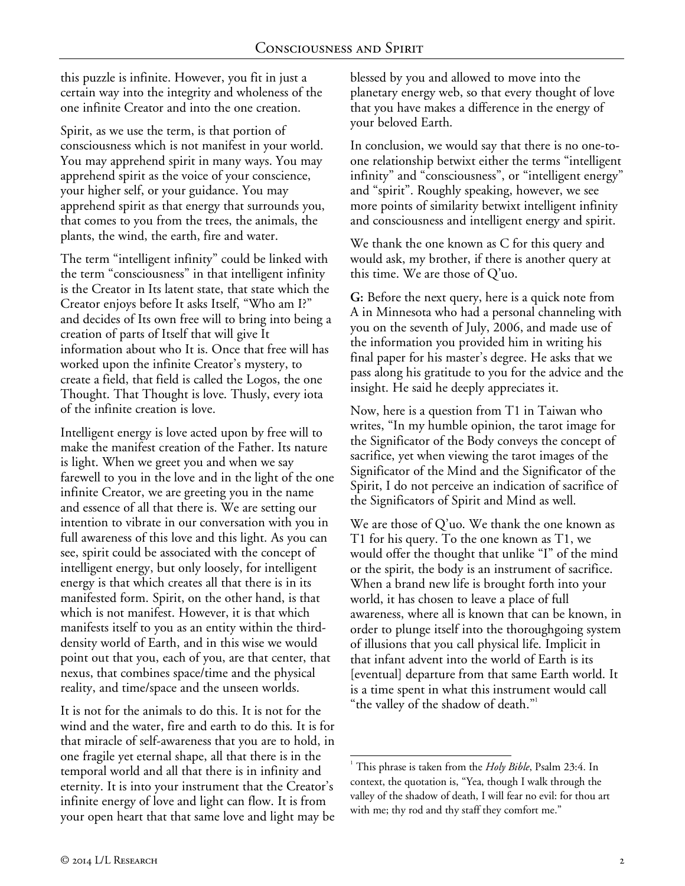this puzzle is infinite. However, you fit in just a certain way into the integrity and wholeness of the one infinite Creator and into the one creation.

Spirit, as we use the term, is that portion of consciousness which is not manifest in your world. You may apprehend spirit in many ways. You may apprehend spirit as the voice of your conscience, your higher self, or your guidance. You may apprehend spirit as that energy that surrounds you, that comes to you from the trees, the animals, the plants, the wind, the earth, fire and water.

The term "intelligent infinity" could be linked with the term "consciousness" in that intelligent infinity is the Creator in Its latent state, that state which the Creator enjoys before It asks Itself, "Who am I?" and decides of Its own free will to bring into being a creation of parts of Itself that will give It information about who It is. Once that free will has worked upon the infinite Creator's mystery, to create a field, that field is called the Logos, the one Thought. That Thought is love. Thusly, every iota of the infinite creation is love.

Intelligent energy is love acted upon by free will to make the manifest creation of the Father. Its nature is light. When we greet you and when we say farewell to you in the love and in the light of the one infinite Creator, we are greeting you in the name and essence of all that there is. We are setting our intention to vibrate in our conversation with you in full awareness of this love and this light. As you can see, spirit could be associated with the concept of intelligent energy, but only loosely, for intelligent energy is that which creates all that there is in its manifested form. Spirit, on the other hand, is that which is not manifest. However, it is that which manifests itself to you as an entity within the third-density world of Earth, and in this wise we would point out that you, each of you, are that center, that nexus, that combines space/time and the physical reality, and time/space and the unseen worlds.

It is not for the animals to do this. It is not for the wind and the water, fire and earth to do this. It is for that miracle of self-awareness that you are to hold, in one fragile yet eternal shape, all that there is in the temporal world and all that there is in infinity and eternity. It is into your instrument that the Creator's infinite energy of love and light can flow. It is from your open heart that that same love and light may be blessed by you and allowed to move into the planetary energy web, so that every thought of love that you have makes a difference in the energy of your beloved Earth.

In conclusion, we would say that there is no one-to-one relationship betwixt either the terms "intelligent infinity" and "consciousness", or "intelligent energy" and "spirit". Roughly speaking, however, we see more points of similarity betwixt intelligent infinity and consciousness and intelligent energy and spirit.

We thank the one known as C for this query and would ask, my brother, if there is another query at this time. We are those of Q'uo.

**G:** Before the next query, here is a quick note from A in Minnesota who had a personal channeling with you on the seventh of July, 2006, and made use of the information you provided him in writing his final paper for his master's degree. He asks that we pass along his gratitude to you for the advice and the insight. He said he deeply appreciates it.

Now, here is a question from T1 in Taiwan who writes, "In my humble opinion, the tarot image for the Significator of the Body conveys the concept of sacrifice, yet when viewing the tarot images of the Significator of the Mind and the Significator of the Spirit, I do not perceive an indication of sacrifice of the Significators of Spirit and Mind as well.

We are those of Q'uo. We thank the one known as T1 for his query. To the one known as T1, we would offer the thought that unlike "I" of the mind or the spirit, the body is an instrument of sacrifice. When a brand new life is brought forth into your world, it has chosen to leave a place of full awareness, where all is known that can be known, in order to plunge itself into the thoroughgoing system of illusions that you call physical life. Implicit in that infant advent into the world of Earth is its [eventual] departure from that same Earth world. It is a time spent in what this instrument would call "the valley of the shadow of death."[1]

---

[1] This phrase is taken from the *Holy Bible*, Psalm 23:4. In context, the quotation is, "Yea, though I walk through the valley of the shadow of death, I will fear no evil: for thou art with me; thy rod and thy staff they comfort me."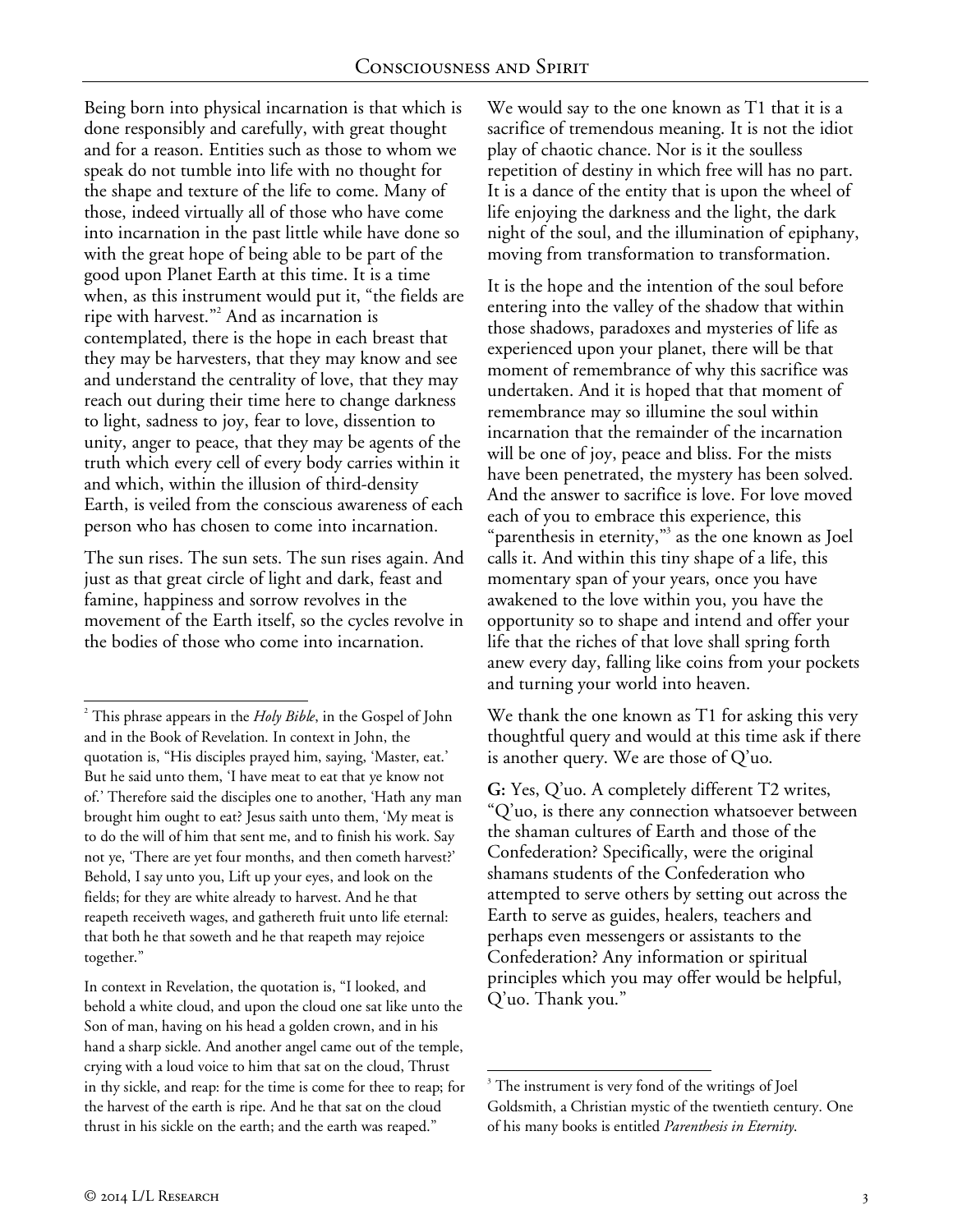Being born into physical incarnation is that which is done responsibly and carefully, with great thought and for a reason. Entities such as those to whom we speak do not tumble into life with no thought for the shape and texture of the life to come. Many of those, indeed virtually all of those who have come into incarnation in the past little while have done so with the great hope of being able to be part of the good upon Planet Earth at this time. It is a time when, as this instrument would put it, "the fields are ripe with harvest."[2] And as incarnation is contemplated, there is the hope in each breast that they may be harvesters, that they may know and see and understand the centrality of love, that they may reach out during their time here to change darkness to light, sadness to joy, fear to love, dissention to unity, anger to peace, that they may be agents of the truth which every cell of every body carries within it and which, within the illusion of third-density Earth, is veiled from the conscious awareness of each person who has chosen to come into incarnation.

The sun rises. The sun sets. The sun rises again. And just as that great circle of light and dark, feast and famine, happiness and sorrow revolves in the movement of the Earth itself, so the cycles revolve in the bodies of those who come into incarnation.

We would say to the one known as T1 that it is a sacrifice of tremendous meaning. It is not the idiot play of chaotic chance. Nor is it the soulless repetition of destiny in which free will has no part. It is a dance of the entity that is upon the wheel of life enjoying the darkness and the light, the dark night of the soul, and the illumination of epiphany, moving from transformation to transformation.

It is the hope and the intention of the soul before entering into the valley of the shadow that within those shadows, paradoxes and mysteries of life as experienced upon your planet, there will be that moment of remembrance of why this sacrifice was undertaken. And it is hoped that that moment of remembrance may so illumine the soul within incarnation that the remainder of the incarnation will be one of joy, peace and bliss. For the mists have been penetrated, the mystery has been solved. And the answer to sacrifice is love. For love moved each of you to embrace this experience, this "parenthesis in eternity,"[3] as the one known as Joel calls it. And within this tiny shape of a life, this momentary span of your years, once you have awakened to the love within you, you have the opportunity so to shape and intend and offer your life that the riches of that love shall spring forth anew every day, falling like coins from your pockets and turning your world into heaven.

We thank the one known as T1 for asking this very thoughtful query and would at this time ask if there is another query. We are those of Q'uo.

**G:** Yes, Q'uo. A completely different T2 writes, "Q'uo, is there any connection whatsoever between the shaman cultures of Earth and those of the Confederation? Specifically, were the original shamans students of the Confederation who attempted to serve others by setting out across the Earth to serve as guides, healers, teachers and perhaps even messengers or assistants to the Confederation? Any information or spiritual principles which you may offer would be helpful, Q'uo. Thank you."

---

[2] This phrase appears in the *Holy Bible*, in the Gospel of John and in the Book of Revelation. In context in John, the quotation is, "His disciples prayed him, saying, 'Master, eat.' But he said unto them, 'I have meat to eat that ye know not of.' Therefore said the disciples one to another, 'Hath any man brought him ought to eat? Jesus saith unto them, 'My meat is to do the will of him that sent me, and to finish his work. Say not ye, 'There are yet four months, and then cometh harvest?' Behold, I say unto you, Lift up your eyes, and look on the fields; for they are white already to harvest. And he that reapeth receiveth wages, and gathereth fruit unto life eternal: that both he that soweth and he that reapeth may rejoice together."

In context in Revelation, the quotation is, "I looked, and behold a white cloud, and upon the cloud one sat like unto the Son of man, having on his head a golden crown, and in his hand a sharp sickle. And another angel came out of the temple, crying with a loud voice to him that sat on the cloud, Thrust in thy sickle, and reap: for the time is come for thee to reap; for the harvest of the earth is ripe. And he that sat on the cloud thrust in his sickle on the earth; and the earth was reaped."

[3] The instrument is very fond of the writings of Joel Goldsmith, a Christian mystic of the twentieth century. One of his many books is entitled *Parenthesis in Eternity*.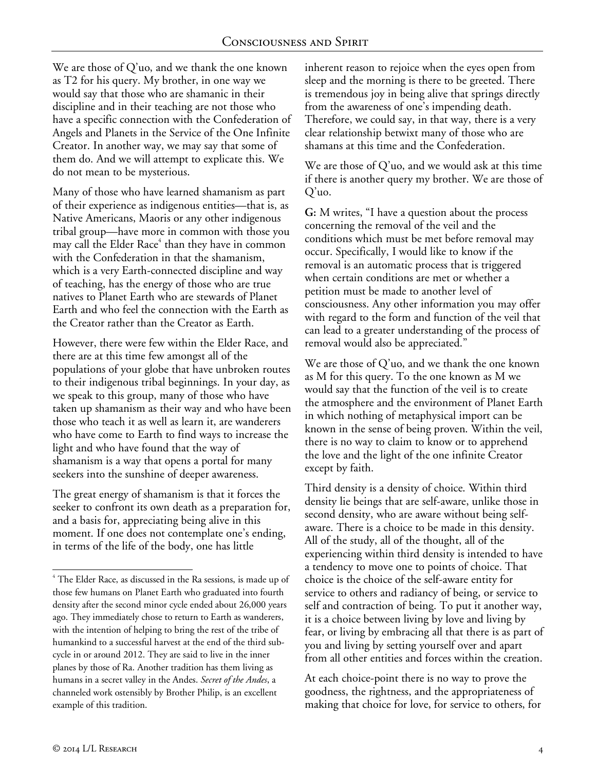We are those of Q'uo, and we thank the one known as T2 for his query. My brother, in one way we would say that those who are shamanic in their discipline and in their teaching are not those who have a specific connection with the Confederation of Angels and Planets in the Service of the One Infinite Creator. In another way, we may say that some of them do. And we will attempt to explicate this. We do not mean to be mysterious.

Many of those who have learned shamanism as part of their experience as indigenous entities—that is, as Native Americans, Maoris or any other indigenous tribal group—have more in common with those you may call the Elder Race[4] than they have in common with the Confederation in that the shamanism, which is a very Earth-connected discipline and way of teaching, has the energy of those who are true natives to Planet Earth who are stewards of Planet Earth and who feel the connection with the Earth as the Creator rather than the Creator as Earth.

However, there were few within the Elder Race, and there are at this time few amongst all of the populations of your globe that have unbroken routes to their indigenous tribal beginnings. In your day, as we speak to this group, many of those who have taken up shamanism as their way and who have been those who teach it as well as learn it, are wanderers who have come to Earth to find ways to increase the light and who have found that the way of shamanism is a way that opens a portal for many seekers into the sunshine of deeper awareness.

The great energy of shamanism is that it forces the seeker to confront its own death as a preparation for, and a basis for, appreciating being alive in this moment. If one does not contemplate one's ending, in terms of the life of the body, one has little inherent reason to rejoice when the eyes open from sleep and the morning is there to be greeted. There is tremendous joy in being alive that springs directly from the awareness of one's impending death. Therefore, we could say, in that way, there is a very clear relationship betwixt many of those who are shamans at this time and the Confederation.

We are those of Q'uo, and we would ask at this time if there is another query my brother. We are those of Q'uo.

**G:** M writes, "I have a question about the process concerning the removal of the veil and the conditions which must be met before removal may occur. Specifically, I would like to know if the removal is an automatic process that is triggered when certain conditions are met or whether a petition must be made to another level of consciousness. Any other information you may offer with regard to the form and function of the veil that can lead to a greater understanding of the process of removal would also be appreciated."

We are those of Q'uo, and we thank the one known as M for this query. To the one known as M we would say that the function of the veil is to create the atmosphere and the environment of Planet Earth in which nothing of metaphysical import can be known in the sense of being proven. Within the veil, there is no way to claim to know or to apprehend the love and the light of the one infinite Creator except by faith.

Third density is a density of choice. Within third density lie beings that are self-aware, unlike those in second density, who are aware without being self-aware. There is a choice to be made in this density. All of the study, all of the thought, all of the experiencing within third density is intended to have a tendency to move one to points of choice. That choice is the choice of the self-aware entity for service to others and radiancy of being, or service to self and contraction of being. To put it another way, it is a choice between living by love and living by fear, or living by embracing all that there is as part of you and living by setting yourself over and apart from all other entities and forces within the creation.

At each choice-point there is no way to prove the goodness, the rightness, and the appropriateness of making that choice for love, for service to others, for

---

[4] The Elder Race, as discussed in the Ra sessions, is made up of those few humans on Planet Earth who graduated into fourth density after the second minor cycle ended about 26,000 years ago. They immediately chose to return to Earth as wanderers, with the intention of helping to bring the rest of the tribe of humankind to a successful harvest at the end of the third sub-cycle in or around 2012. They are said to live in the inner planes by those of Ra. Another tradition has them living as humans in a secret valley in the Andes. *Secret of the Andes*, a channeled work ostensibly by Brother Philip, is an excellent example of this tradition.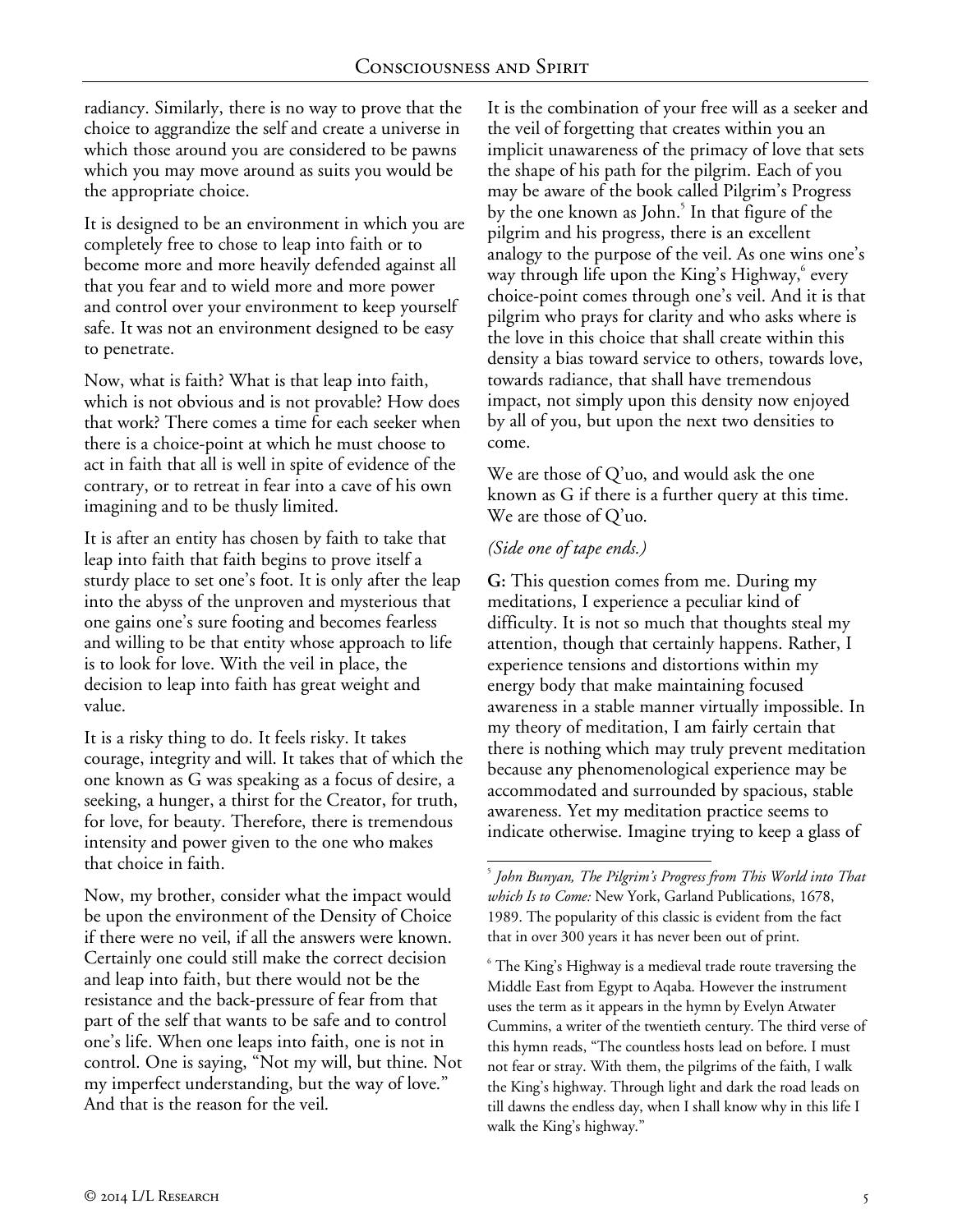radiancy. Similarly, there is no way to prove that the choice to aggrandize the self and create a universe in which those around you are considered to be pawns which you may move around as suits you would be the appropriate choice.

It is designed to be an environment in which you are completely free to chose to leap into faith or to become more and more heavily defended against all that you fear and to wield more and more power and control over your environment to keep yourself safe. It was not an environment designed to be easy to penetrate.

Now, what is faith? What is that leap into faith, which is not obvious and is not provable? How does that work? There comes a time for each seeker when there is a choice-point at which he must choose to act in faith that all is well in spite of evidence of the contrary, or to retreat in fear into a cave of his own imagining and to be thusly limited.

It is after an entity has chosen by faith to take that leap into faith that faith begins to prove itself a sturdy place to set one's foot. It is only after the leap into the abyss of the unproven and mysterious that one gains one's sure footing and becomes fearless and willing to be that entity whose approach to life is to look for love. With the veil in place, the decision to leap into faith has great weight and value.

It is a risky thing to do. It feels risky. It takes courage, integrity and will. It takes that of which the one known as G was speaking as a focus of desire, a seeking, a hunger, a thirst for the Creator, for truth, for love, for beauty. Therefore, there is tremendous intensity and power given to the one who makes that choice in faith.

Now, my brother, consider what the impact would be upon the environment of the Density of Choice if there were no veil, if all the answers were known. Certainly one could still make the correct decision and leap into faith, but there would not be the resistance and the back-pressure of fear from that part of the self that wants to be safe and to control one's life. When one leaps into faith, one is not in control. One is saying, "Not my will, but thine. Not my imperfect understanding, but the way of love." And that is the reason for the veil.

It is the combination of your free will as a seeker and the veil of forgetting that creates within you an implicit unawareness of the primacy of love that sets the shape of his path for the pilgrim. Each of you may be aware of the book called Pilgrim's Progress by the one known as John.[5] In that figure of the pilgrim and his progress, there is an excellent analogy to the purpose of the veil. As one wins one's way through life upon the King's Highway,[6] every choice-point comes through one's veil. And it is that pilgrim who prays for clarity and who asks where is the love in this choice that shall create within this density a bias toward service to others, towards love, towards radiance, that shall have tremendous impact, not simply upon this density now enjoyed by all of you, but upon the next two densities to come.

We are those of Q'uo, and would ask the one known as G if there is a further query at this time. We are those of Q'uo.

*(Side one of tape ends.)*

**G:** This question comes from me. During my meditations, I experience a peculiar kind of difficulty. It is not so much that thoughts steal my attention, though that certainly happens. Rather, I experience tensions and distortions within my energy body that make maintaining focused awareness in a stable manner virtually impossible. In my theory of meditation, I am fairly certain that there is nothing which may truly prevent meditation because any phenomenological experience may be accommodated and surrounded by spacious, stable awareness. Yet my meditation practice seems to indicate otherwise. Imagine trying to keep a glass of

---

[5] *John Bunyan, The Pilgrim's Progress from This World into That which Is to Come:* New York, Garland Publications, 1678, 1989. The popularity of this classic is evident from the fact that in over 300 years it has never been out of print.

[6] The King's Highway is a medieval trade route traversing the Middle East from Egypt to Aqaba. However the instrument uses the term as it appears in the hymn by Evelyn Atwater Cummins, a writer of the twentieth century. The third verse of this hymn reads, "The countless hosts lead on before. I must not fear or stray. With them, the pilgrims of the faith, I walk the King's highway. Through light and dark the road leads on till dawns the endless day, when I shall know why in this life I walk the King's highway."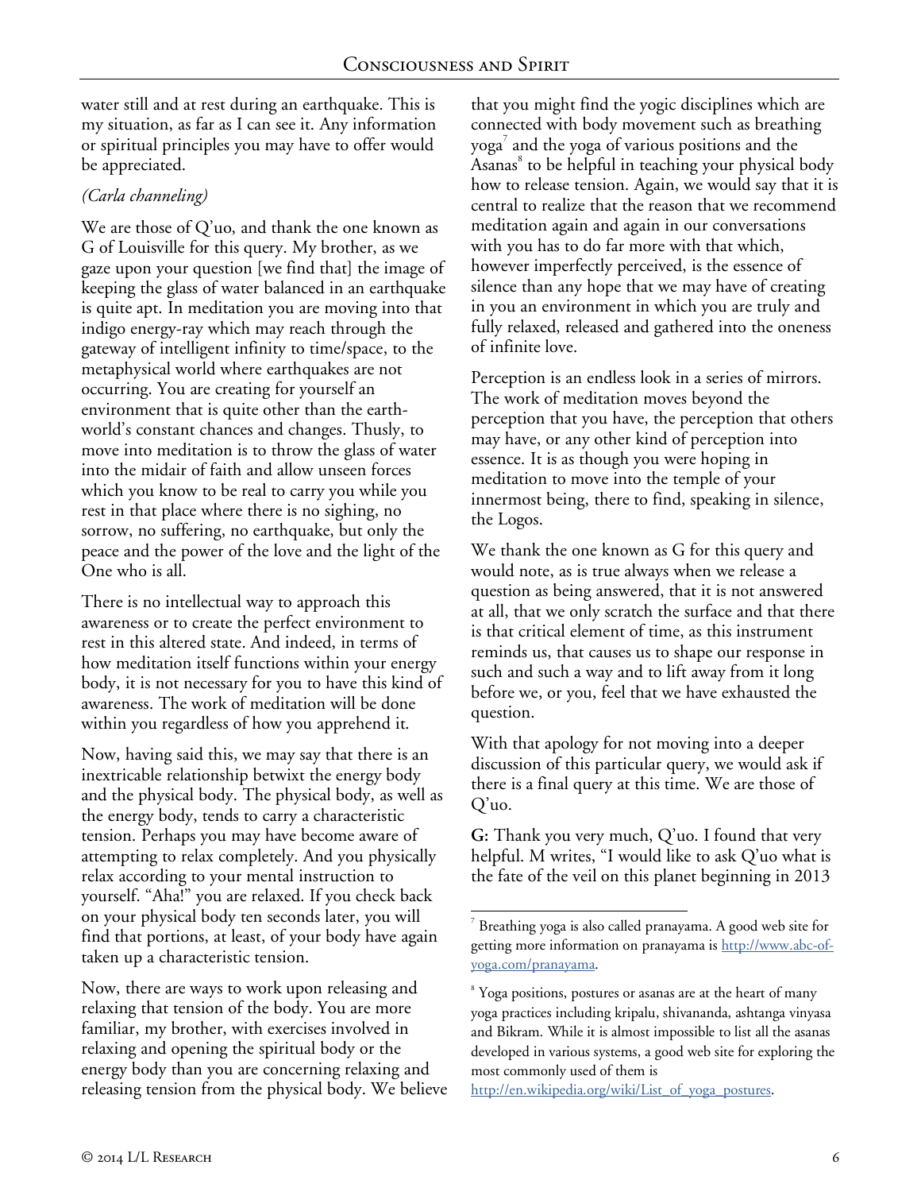water still and at rest during an earthquake. This is my situation, as far as I can see it. Any information or spiritual principles you may have to offer would be appreciated.

*(Carla channeling)*

We are those of Q'uo, and thank the one known as G of Louisville for this query. My brother, as we gaze upon your question [we find that] the image of keeping the glass of water balanced in an earthquake is quite apt. In meditation you are moving into that indigo energy-ray which may reach through the gateway of intelligent infinity to time/space, to the metaphysical world where earthquakes are not occurring. You are creating for yourself an environment that is quite other than the earth-world's constant chances and changes. Thusly, to move into meditation is to throw the glass of water into the midair of faith and allow unseen forces which you know to be real to carry you while you rest in that place where there is no sighing, no sorrow, no suffering, no earthquake, but only the peace and the power of the love and the light of the One who is all.

There is no intellectual way to approach this awareness or to create the perfect environment to rest in this altered state. And indeed, in terms of how meditation itself functions within your energy body, it is not necessary for you to have this kind of awareness. The work of meditation will be done within you regardless of how you apprehend it.

Now, having said this, we may say that there is an inextricable relationship betwixt the energy body and the physical body. The physical body, as well as the energy body, tends to carry a characteristic tension. Perhaps you may have become aware of attempting to relax completely. And you physically relax according to your mental instruction to yourself. "Aha!" you are relaxed. If you check back on your physical body ten seconds later, you will find that portions, at least, of your body have again taken up a characteristic tension.

Now, there are ways to work upon releasing and relaxing that tension of the body. You are more familiar, my brother, with exercises involved in relaxing and opening the spiritual body or the energy body than you are concerning relaxing and releasing tension from the physical body. We believe that you might find the yogic disciplines which are connected with body movement such as breathing yoga[7] and the yoga of various positions and the Asanas[8] to be helpful in teaching your physical body how to release tension. Again, we would say that it is central to realize that the reason that we recommend meditation again and again in our conversations with you has to do far more with that which, however imperfectly perceived, is the essence of silence than any hope that we may have of creating in you an environment in which you are truly and fully relaxed, released and gathered into the oneness of infinite love.

Perception is an endless look in a series of mirrors. The work of meditation moves beyond the perception that you have, the perception that others may have, or any other kind of perception into essence. It is as though you were hoping in meditation to move into the temple of your innermost being, there to find, speaking in silence, the Logos.

We thank the one known as G for this query and would note, as is true always when we release a question as being answered, that it is not answered at all, that we only scratch the surface and that there is that critical element of time, as this instrument reminds us, that causes us to shape our response in such and such a way and to lift away from it long before we, or you, feel that we have exhausted the question.

With that apology for not moving into a deeper discussion of this particular query, we would ask if there is a final query at this time. We are those of Q'uo.

**G:** Thank you very much, Q'uo. I found that very helpful. M writes, "I would like to ask Q'uo what is the fate of the veil on this planet beginning in 2013

---

[7] Breathing yoga is also called pranayama. A good web site for getting more information on pranayama is http://www.abc-of-yoga.com/pranayama.

[8] Yoga positions, postures or asanas are at the heart of many yoga practices including kripalu, shivananda, ashtanga vinyasa and Bikram. While it is almost impossible to list all the asanas developed in various systems, a good web site for exploring the most commonly used of them is http://en.wikipedia.org/wiki/List_of_yoga_postures.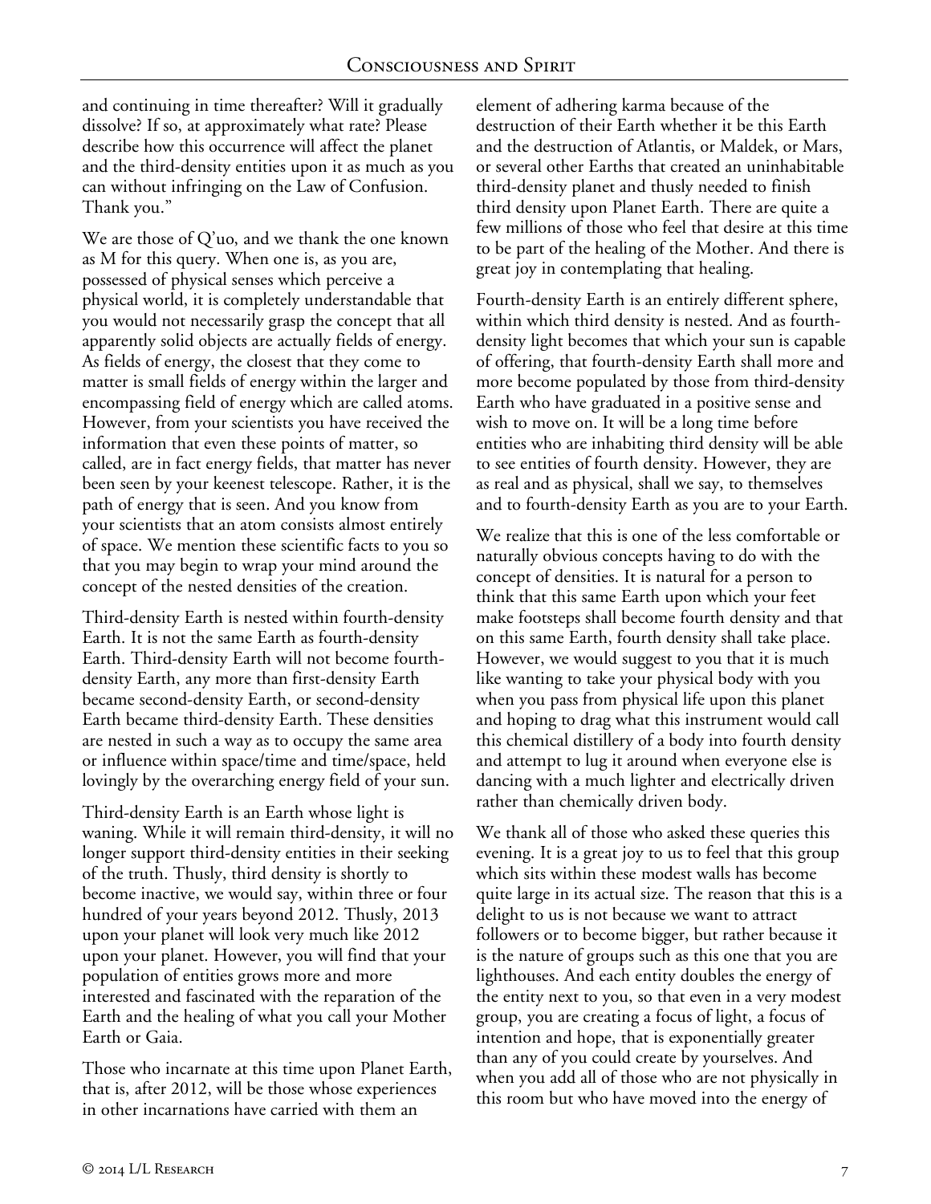and continuing in time thereafter? Will it gradually dissolve? If so, at approximately what rate? Please describe how this occurrence will affect the planet and the third-density entities upon it as much as you can without infringing on the Law of Confusion. Thank you."

We are those of Q'uo, and we thank the one known as M for this query. When one is, as you are, possessed of physical senses which perceive a physical world, it is completely understandable that you would not necessarily grasp the concept that all apparently solid objects are actually fields of energy. As fields of energy, the closest that they come to matter is small fields of energy within the larger and encompassing field of energy which are called atoms. However, from your scientists you have received the information that even these points of matter, so called, are in fact energy fields, that matter has never been seen by your keenest telescope. Rather, it is the path of energy that is seen. And you know from your scientists that an atom consists almost entirely of space. We mention these scientific facts to you so that you may begin to wrap your mind around the concept of the nested densities of the creation.

Third-density Earth is nested within fourth-density Earth. It is not the same Earth as fourth-density Earth. Third-density Earth will not become fourth-density Earth, any more than first-density Earth became second-density Earth, or second-density Earth became third-density Earth. These densities are nested in such a way as to occupy the same area or influence within space/time and time/space, held lovingly by the overarching energy field of your sun.

Third-density Earth is an Earth whose light is waning. While it will remain third-density, it will no longer support third-density entities in their seeking of the truth. Thusly, third density is shortly to become inactive, we would say, within three or four hundred of your years beyond 2012. Thusly, 2013 upon your planet will look very much like 2012 upon your planet. However, you will find that your population of entities grows more and more interested and fascinated with the reparation of the Earth and the healing of what you call your Mother Earth or Gaia.

Those who incarnate at this time upon Planet Earth, that is, after 2012, will be those whose experiences in other incarnations have carried with them an element of adhering karma because of the destruction of their Earth whether it be this Earth and the destruction of Atlantis, or Maldek, or Mars, or several other Earths that created an uninhabitable third-density planet and thusly needed to finish third density upon Planet Earth. There are quite a few millions of those who feel that desire at this time to be part of the healing of the Mother. And there is great joy in contemplating that healing.

Fourth-density Earth is an entirely different sphere, within which third density is nested. And as fourth-density light becomes that which your sun is capable of offering, that fourth-density Earth shall more and more become populated by those from third-density Earth who have graduated in a positive sense and wish to move on. It will be a long time before entities who are inhabiting third density will be able to see entities of fourth density. However, they are as real and as physical, shall we say, to themselves and to fourth-density Earth as you are to your Earth.

We realize that this is one of the less comfortable or naturally obvious concepts having to do with the concept of densities. It is natural for a person to think that this same Earth upon which your feet make footsteps shall become fourth density and that on this same Earth, fourth density shall take place. However, we would suggest to you that it is much like wanting to take your physical body with you when you pass from physical life upon this planet and hoping to drag what this instrument would call this chemical distillery of a body into fourth density and attempt to lug it around when everyone else is dancing with a much lighter and electrically driven rather than chemically driven body.

We thank all of those who asked these queries this evening. It is a great joy to us to feel that this group which sits within these modest walls has become quite large in its actual size. The reason that this is a delight to us is not because we want to attract followers or to become bigger, but rather because it is the nature of groups such as this one that you are lighthouses. And each entity doubles the energy of the entity next to you, so that even in a very modest group, you are creating a focus of light, a focus of intention and hope, that is exponentially greater than any of you could create by yourselves. And when you add all of those who are not physically in this room but who have moved into the energy of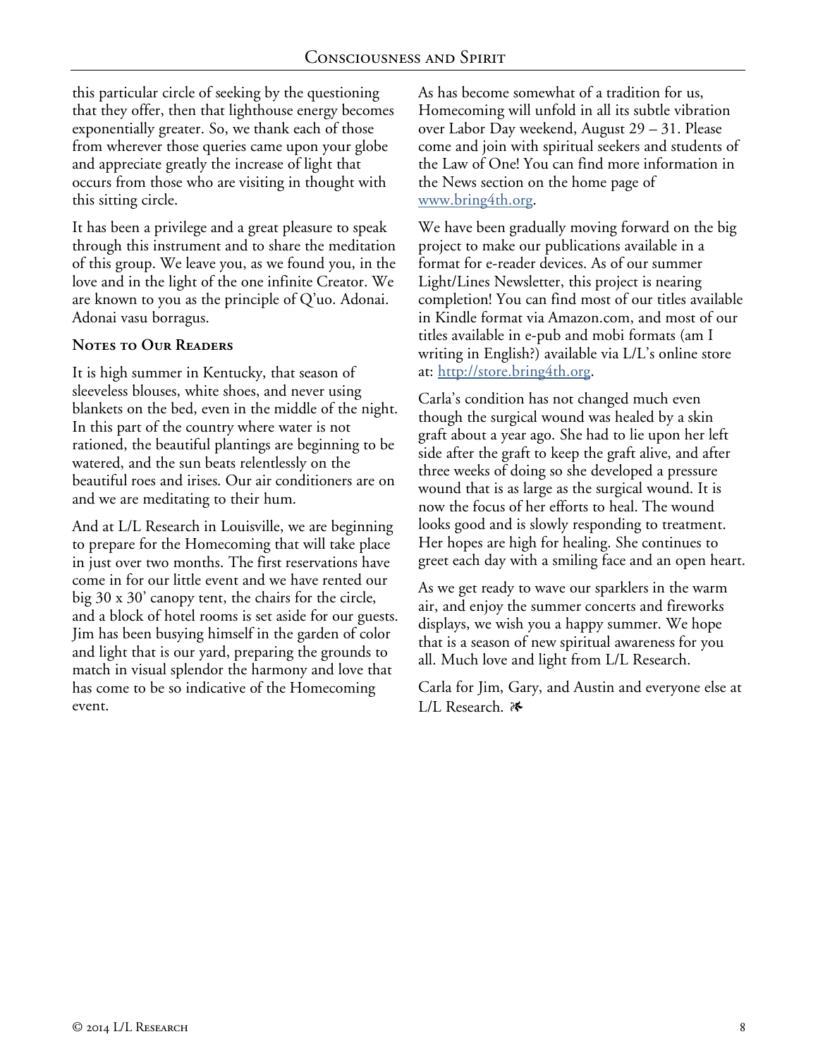this particular circle of seeking by the questioning that they offer, then that lighthouse energy becomes exponentially greater. So, we thank each of those from wherever those queries came upon your globe and appreciate greatly the increase of light that occurs from those who are visiting in thought with this sitting circle.

It has been a privilege and a great pleasure to speak through this instrument and to share the meditation of this group. We leave you, as we found you, in the love and in the light of the one infinite Creator. We are known to you as the principle of Q'uo. Adonai. Adonai vasu borragus.

### Notes to Our Readers

It is high summer in Kentucky, that season of sleeveless blouses, white shoes, and never using blankets on the bed, even in the middle of the night. In this part of the country where water is not rationed, the beautiful plantings are beginning to be watered, and the sun beats relentlessly on the beautiful roes and irises. Our air conditioners are on and we are meditating to their hum.

And at L/L Research in Louisville, we are beginning to prepare for the Homecoming that will take place in just over two months. The first reservations have come in for our little event and we have rented our big 30 x 30' canopy tent, the chairs for the circle, and a block of hotel rooms is set aside for our guests. Jim has been busying himself in the garden of color and light that is our yard, preparing the grounds to match in visual splendor the harmony and love that has come to be so indicative of the Homecoming event.

As has become somewhat of a tradition for us, Homecoming will unfold in all its subtle vibration over Labor Day weekend, August 29 – 31. Please come and join with spiritual seekers and students of the Law of One! You can find more information in the News section on the home page of [www.bring4th.org](www.bring4th.org).

We have been gradually moving forward on the big project to make our publications available in a format for e-reader devices. As of our summer Light/Lines Newsletter, this project is nearing completion! You can find most of our titles available in Kindle format via Amazon.com, and most of our titles available in e-pub and mobi formats (am I writing in English?) available via L/L's online store at: [http://store.bring4th.org](http://store.bring4th.org).

Carla's condition has not changed much even though the surgical wound was healed by a skin graft about a year ago. She had to lie upon her left side after the graft to keep the graft alive, and after three weeks of doing so she developed a pressure wound that is as large as the surgical wound. It is now the focus of her efforts to heal. The wound looks good and is slowly responding to treatment. Her hopes are high for healing. She continues to greet each day with a smiling face and an open heart.

As we get ready to wave our sparklers in the warm air, and enjoy the summer concerts and fireworks displays, we wish you a happy summer. We hope that is a season of new spiritual awareness for you all. Much love and light from L/L Research.

Carla for Jim, Gary, and Austin and everyone else at L/L Research. ❧